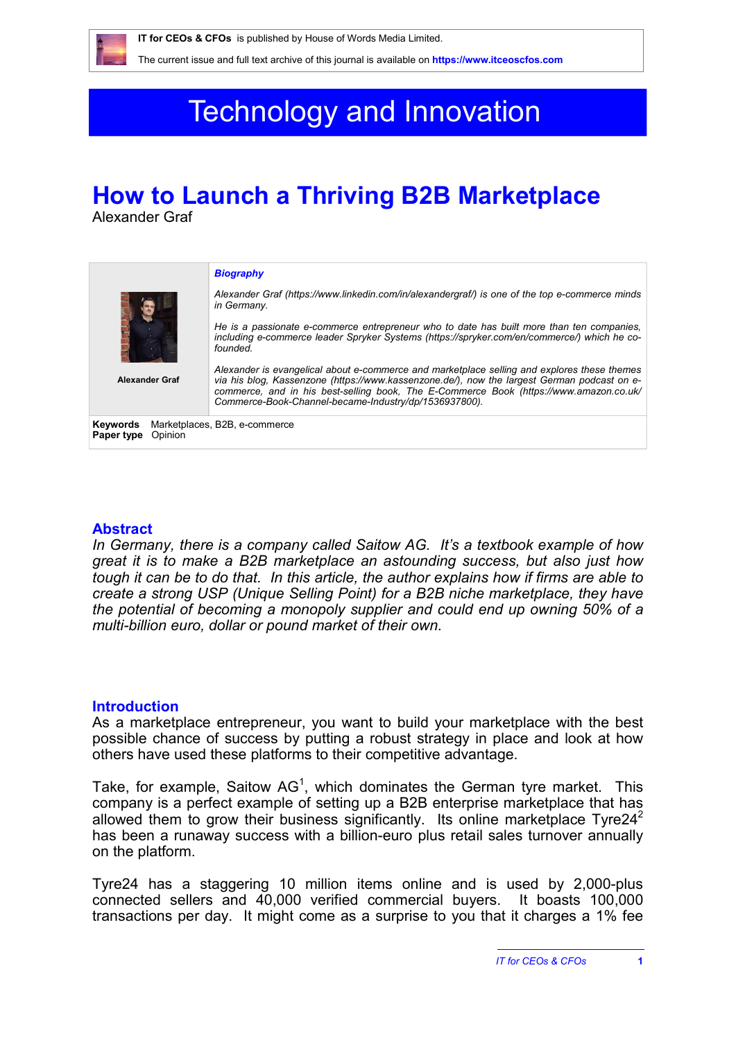IT for CEOs & CFOs is published by House of Words Media Limited.

The current issue and full text archive of this journal is available on **https://www.itceoscfos.com**

# Technology and Innovation

# How to Launch a Thriving B2B Marketplace

Alexander Graf

**Alexander Graf**

***Biography***

*Alexander Graf (https://www.linkedin.com/in/alexandergraf/) is one of the top e-commerce minds in Germany.*

*He is a passionate e-commerce entrepreneur who to date has built more than ten companies, including e-commerce leader Spryker Systems (https://spryker.com/en/commerce/) which he co-founded.*

*Alexander is evangelical about e-commerce and marketplace selling and explores these themes via his blog, Kassenzone (https://www.kassenzone.de/), now the largest German podcast on e-commerce, and in his best-selling book, The E-Commerce Book (https://www.amazon.co.uk/Commerce-Book-Channel-became-Industry/dp/1536937800).*

**Keywords** Marketplaces, B2B, e-commerce
**Paper type** Opinion

## Abstract

*In Germany, there is a company called Saitow AG. It's a textbook example of how great it is to make a B2B marketplace an astounding success, but also just how tough it can be to do that. In this article, the author explains how if firms are able to create a strong USP (Unique Selling Point) for a B2B niche marketplace, they have the potential of becoming a monopoly supplier and could end up owning 50% of a multi-billion euro, dollar or pound market of their own.*

## Introduction

As a marketplace entrepreneur, you want to build your marketplace with the best possible chance of success by putting a robust strategy in place and look at how others have used these platforms to their competitive advantage.

Take, for example, Saitow AG[1], which dominates the German tyre market. This company is a perfect example of setting up a B2B enterprise marketplace that has allowed them to grow their business significantly. Its online marketplace Tyre24[2] has been a runaway success with a billion-euro plus retail sales turnover annually on the platform.

Tyre24 has a staggering 10 million items online and is used by 2,000-plus connected sellers and 40,000 verified commercial buyers. It boasts 100,000 transactions per day. It might come as a surprise to you that it charges a 1% fee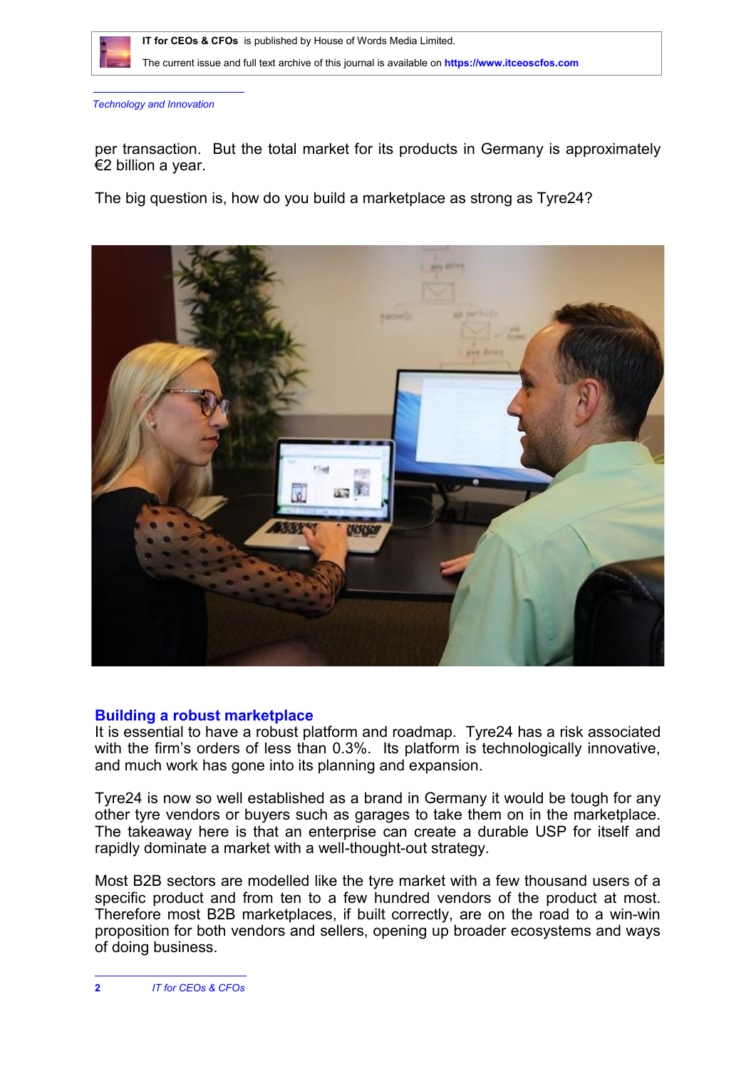per transaction.  But the total market for its products in Germany is approximately €2 billion a year.

The big question is, how do you build a marketplace as strong as Tyre24?

## Building a robust marketplace

It is essential to have a robust platform and roadmap.  Tyre24 has a risk associated with the firm's orders of less than 0.3%.  Its platform is technologically innovative, and much work has gone into its planning and expansion.

Tyre24 is now so well established as a brand in Germany it would be tough for any other tyre vendors or buyers such as garages to take them on in the marketplace. The takeaway here is that an enterprise can create a durable USP for itself and rapidly dominate a market with a well-thought-out strategy.

Most B2B sectors are modelled like the tyre market with a few thousand users of a specific product and from ten to a few hundred vendors of the product at most. Therefore most B2B marketplaces, if built correctly, are on the road to a win-win proposition for both vendors and sellers, opening up broader ecosystems and ways of doing business.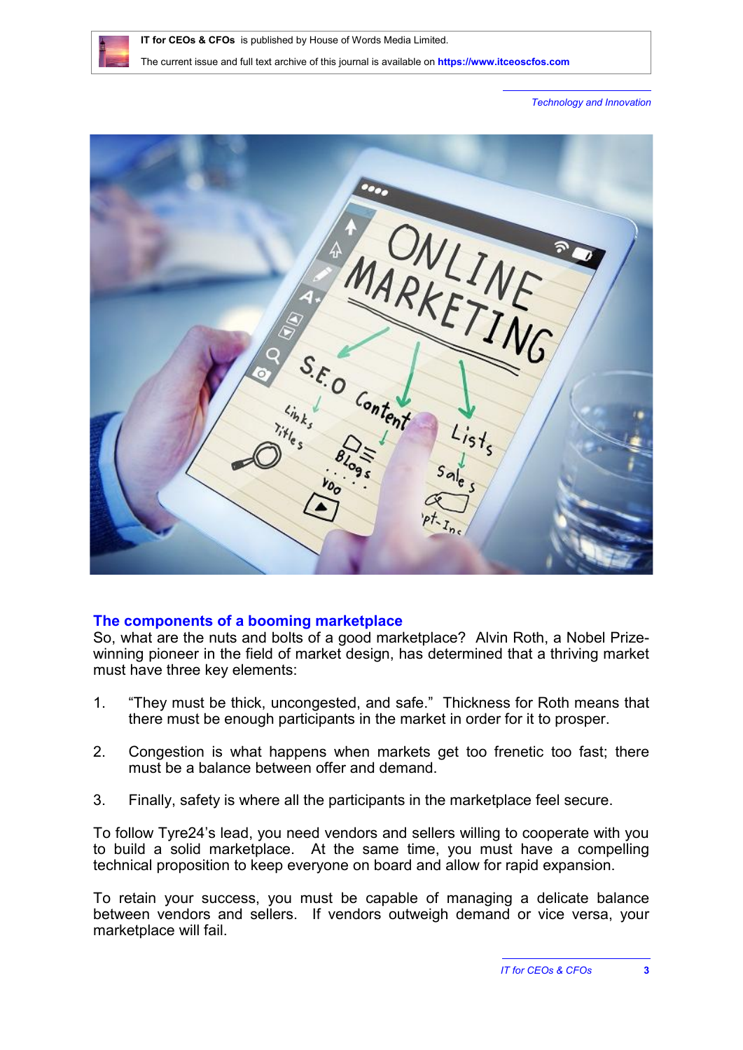## The components of a booming marketplace

So, what are the nuts and bolts of a good marketplace? Alvin Roth, a Nobel Prize-winning pioneer in the field of market design, has determined that a thriving market must have three key elements:

1. “They must be thick, uncongested, and safe.” Thickness for Roth means that there must be enough participants in the market in order for it to prosper.

2. Congestion is what happens when markets get too frenetic too fast; there must be a balance between offer and demand.

3. Finally, safety is where all the participants in the marketplace feel secure.

To follow Tyre24’s lead, you need vendors and sellers willing to cooperate with you to build a solid marketplace. At the same time, you must have a compelling technical proposition to keep everyone on board and allow for rapid expansion.

To retain your success, you must be capable of managing a delicate balance between vendors and sellers. If vendors outweigh demand or vice versa, your marketplace will fail.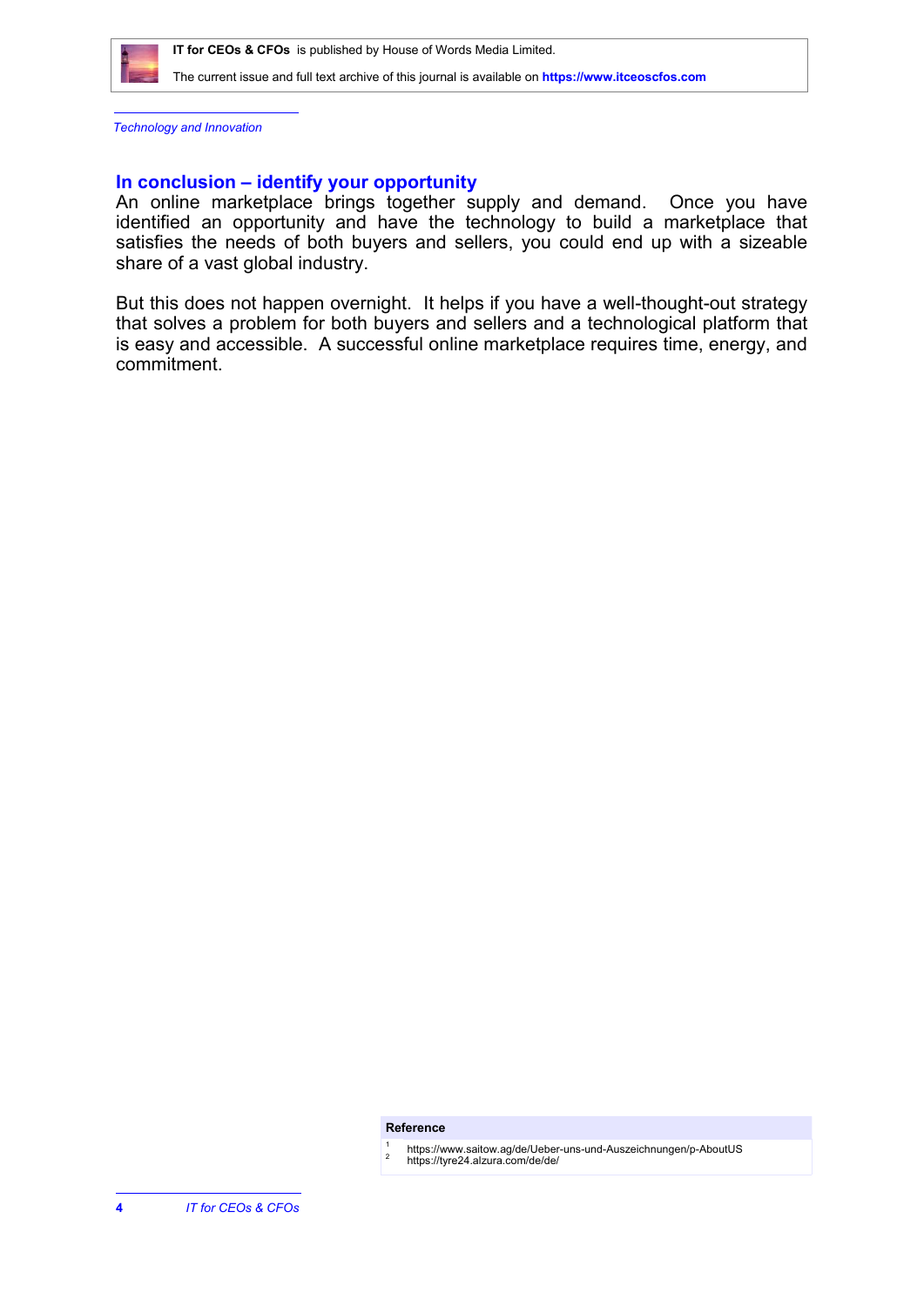## In conclusion – identify your opportunity

An online marketplace brings together supply and demand. Once you have identified an opportunity and have the technology to build a marketplace that satisfies the needs of both buyers and sellers, you could end up with a sizeable share of a vast global industry.

But this does not happen overnight. It helps if you have a well-thought-out strategy that solves a problem for both buyers and sellers and a technological platform that is easy and accessible. A successful online marketplace requires time, energy, and commitment.

**Reference**

[1] https://www.saitow.ag/de/Ueber-uns-und-Auszeichnungen/p-AboutUS
[2] https://tyre24.alzura.com/de/de/